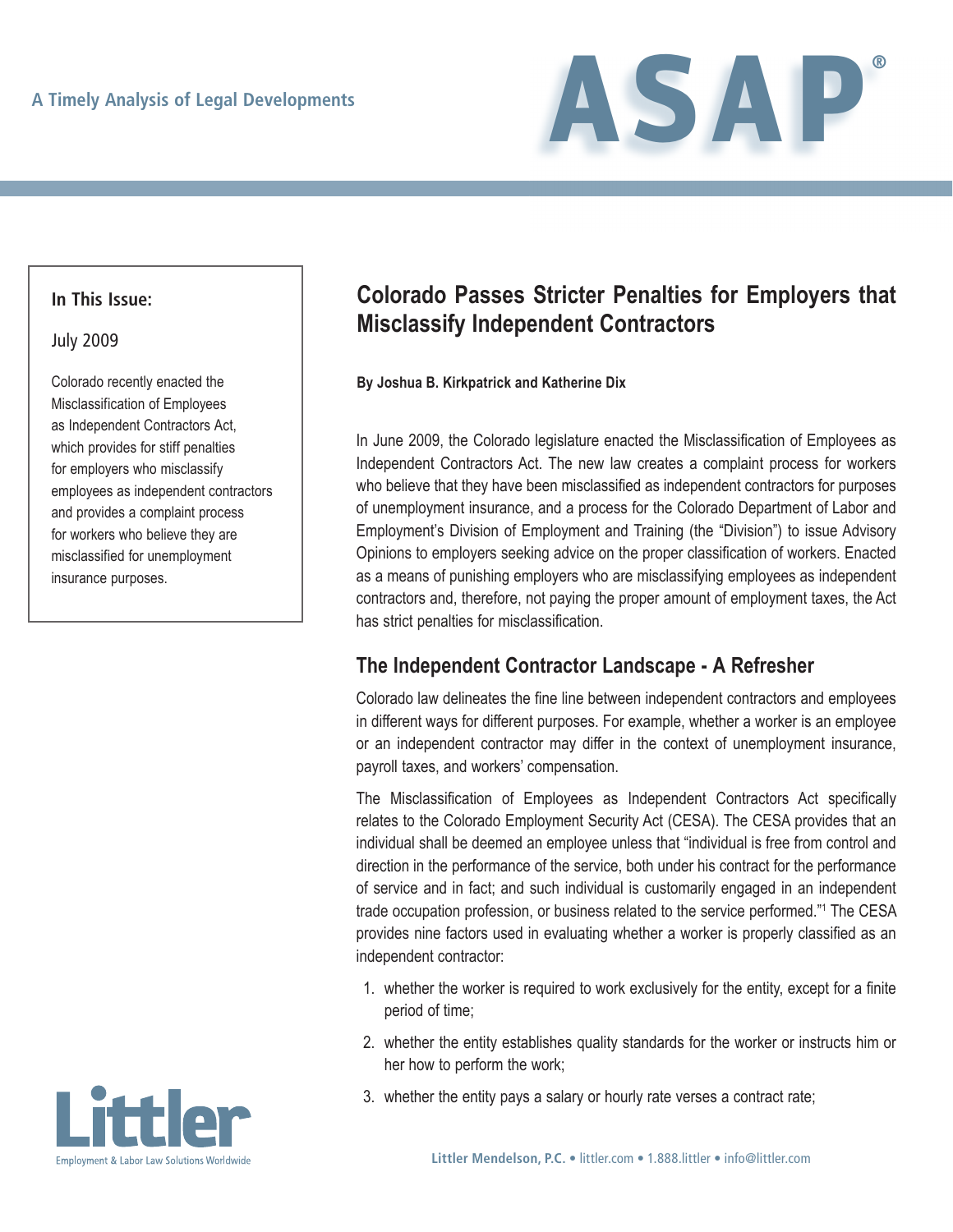A Timely Analysis of Legal Developments

**ASAP®**

**In This Issue:**

July 2009

Colorado recently enacted the Misclassification of Employees as Independent Contractors Act, which provides for stiff penalties for employers who misclassify employees as independent contractors and provides a complaint process for workers who believe they are misclassified for unemployment insurance purposes.

# Colorado Passes Stricter Penalties for Employers that Misclassify Independent Contractors

**By Joshua B. Kirkpatrick and Katherine Dix**

In June 2009, the Colorado legislature enacted the Misclassification of Employees as Independent Contractors Act. The new law creates a complaint process for workers who believe that they have been misclassified as independent contractors for purposes of unemployment insurance, and a process for the Colorado Department of Labor and Employment's Division of Employment and Training (the "Division") to issue Advisory Opinions to employers seeking advice on the proper classification of workers. Enacted as a means of punishing employers who are misclassifying employees as independent contractors and, therefore, not paying the proper amount of employment taxes, the Act has strict penalties for misclassification.

## The Independent Contractor Landscape - A Refresher

Colorado law delineates the fine line between independent contractors and employees in different ways for different purposes. For example, whether a worker is an employee or an independent contractor may differ in the context of unemployment insurance, payroll taxes, and workers' compensation.

The Misclassification of Employees as Independent Contractors Act specifically relates to the Colorado Employment Security Act (CESA). The CESA provides that an individual shall be deemed an employee unless that "individual is free from control and direction in the performance of the service, both under his contract for the performance of service and in fact; and such individual is customarily engaged in an independent trade occupation profession, or business related to the service performed."[1] The CESA provides nine factors used in evaluating whether a worker is properly classified as an independent contractor:

1. whether the worker is required to work exclusively for the entity, except for a finite period of time;
2. whether the entity establishes quality standards for the worker or instructs him or her how to perform the work;
3. whether the entity pays a salary or hourly rate verses a contract rate;

Littler
Employment & Labor Law Solutions Worldwide

**Littler Mendelson, P.C.** • littler.com • 1.888.littler • info@littler.com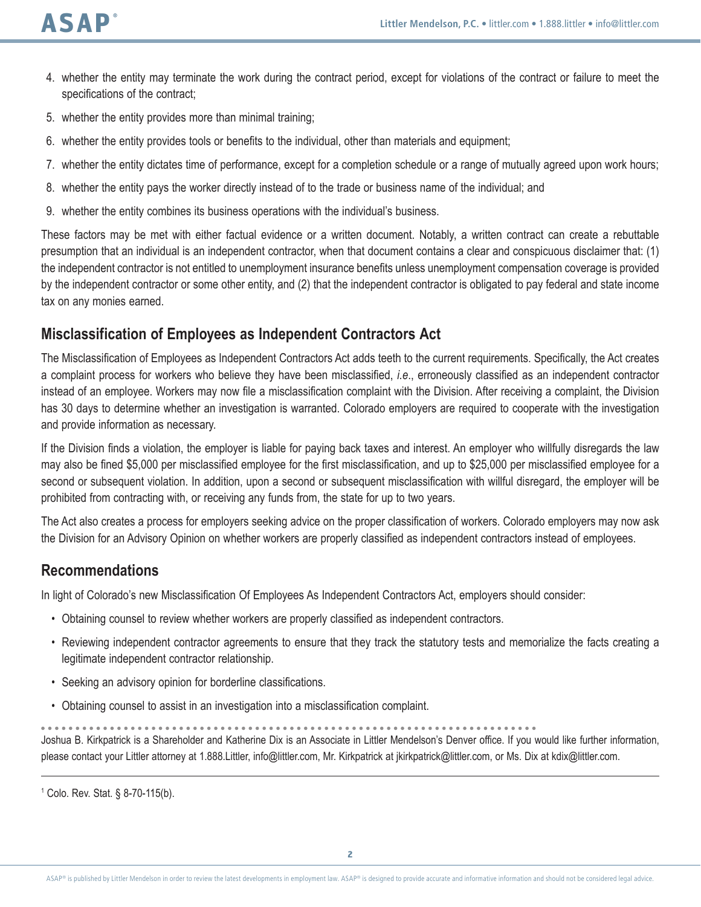4. whether the entity may terminate the work during the contract period, except for violations of the contract or failure to meet the specifications of the contract;
5. whether the entity provides more than minimal training;
6. whether the entity provides tools or benefits to the individual, other than materials and equipment;
7. whether the entity dictates time of performance, except for a completion schedule or a range of mutually agreed upon work hours;
8. whether the entity pays the worker directly instead of to the trade or business name of the individual; and
9. whether the entity combines its business operations with the individual's business.

These factors may be met with either factual evidence or a written document. Notably, a written contract can create a rebuttable presumption that an individual is an independent contractor, when that document contains a clear and conspicuous disclaimer that: (1) the independent contractor is not entitled to unemployment insurance benefits unless unemployment compensation coverage is provided by the independent contractor or some other entity, and (2) that the independent contractor is obligated to pay federal and state income tax on any monies earned.

## Misclassification of Employees as Independent Contractors Act

The Misclassification of Employees as Independent Contractors Act adds teeth to the current requirements. Specifically, the Act creates a complaint process for workers who believe they have been misclassified, *i.e.*, erroneously classified as an independent contractor instead of an employee. Workers may now file a misclassification complaint with the Division. After receiving a complaint, the Division has 30 days to determine whether an investigation is warranted. Colorado employers are required to cooperate with the investigation and provide information as necessary.

If the Division finds a violation, the employer is liable for paying back taxes and interest. An employer who willfully disregards the law may also be fined $5,000 per misclassified employee for the first misclassification, and up to $25,000 per misclassified employee for a second or subsequent violation. In addition, upon a second or subsequent misclassification with willful disregard, the employer will be prohibited from contracting with, or receiving any funds from, the state for up to two years.

The Act also creates a process for employers seeking advice on the proper classification of workers. Colorado employers may now ask the Division for an Advisory Opinion on whether workers are properly classified as independent contractors instead of employees.

## Recommendations

In light of Colorado's new Misclassification Of Employees As Independent Contractors Act, employers should consider:

- Obtaining counsel to review whether workers are properly classified as independent contractors.
- Reviewing independent contractor agreements to ensure that they track the statutory tests and memorialize the facts creating a legitimate independent contractor relationship.
- Seeking an advisory opinion for borderline classifications.
- Obtaining counsel to assist in an investigation into a misclassification complaint.

Joshua B. Kirkpatrick is a Shareholder and Katherine Dix is an Associate in Littler Mendelson's Denver office. If you would like further information, please contact your Littler attorney at 1.888.Littler, info@littler.com, Mr. Kirkpatrick at jkirkpatrick@littler.com, or Ms. Dix at kdix@littler.com.

---

[1] Colo. Rev. Stat. § 8-70-115(b).

ASAP® is published by Littler Mendelson in order to review the latest developments in employment law. ASAP® is designed to provide accurate and informative information and should not be considered legal advice.